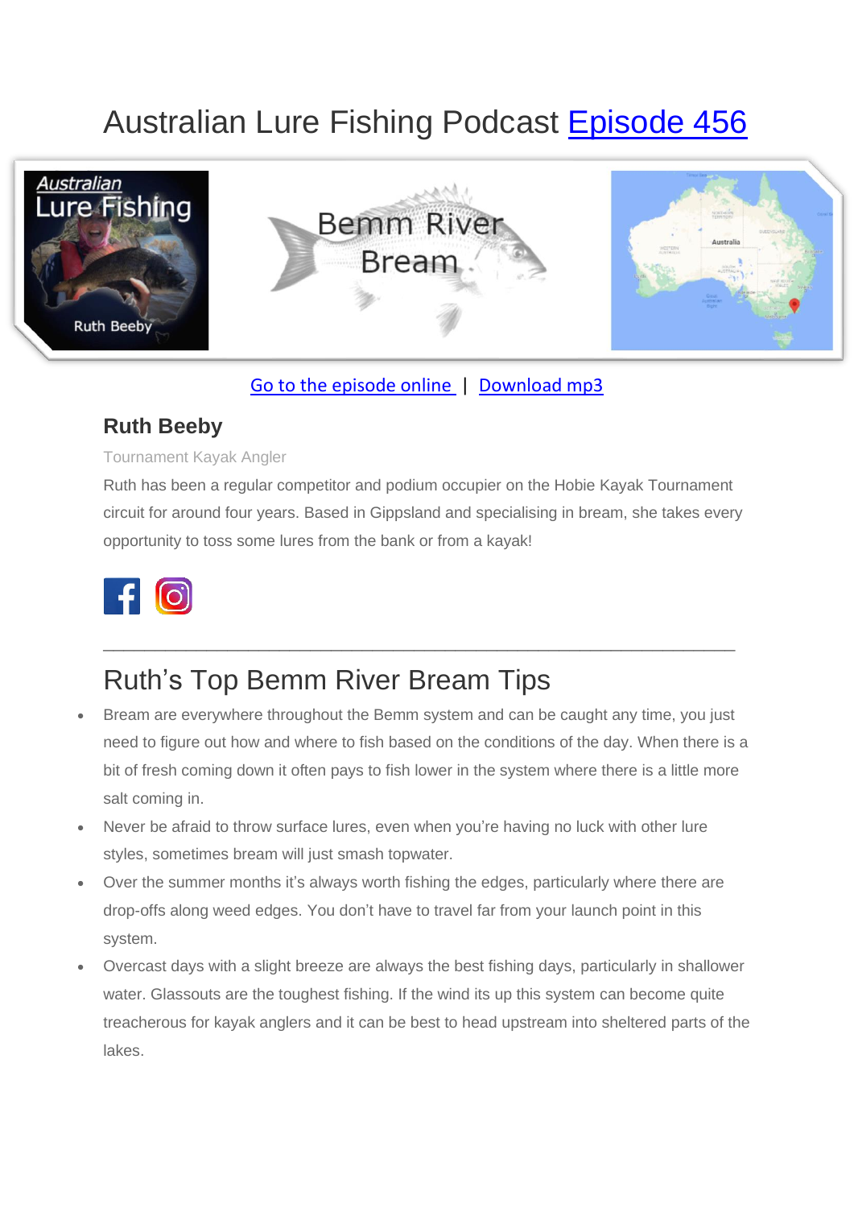# Australian Lure Fishing Podcast Episode 456

Go to the episode online | Download mp3

## Ruth Beeby

Tournament Kayak Angler

Ruth has been a regular competitor and podium occupier on the Hobie Kayak Tournament circuit for around four years. Based in Gippsland and specialising in bream, she takes every opportunity to toss some lures from the bank or from a kayak!

---

# Ruth's Top Bemm River Bream Tips

- Bream are everywhere throughout the Bemm system and can be caught any time, you just need to figure out how and where to fish based on the conditions of the day. When there is a bit of fresh coming down it often pays to fish lower in the system where there is a little more salt coming in.
- Never be afraid to throw surface lures, even when you're having no luck with other lure styles, sometimes bream will just smash topwater.
- Over the summer months it's always worth fishing the edges, particularly where there are drop-offs along weed edges. You don't have to travel far from your launch point in this system.
- Overcast days with a slight breeze are always the best fishing days, particularly in shallower water. Glassouts are the toughest fishing. If the wind its up this system can become quite treacherous for kayak anglers and it can be best to head upstream into sheltered parts of the lakes.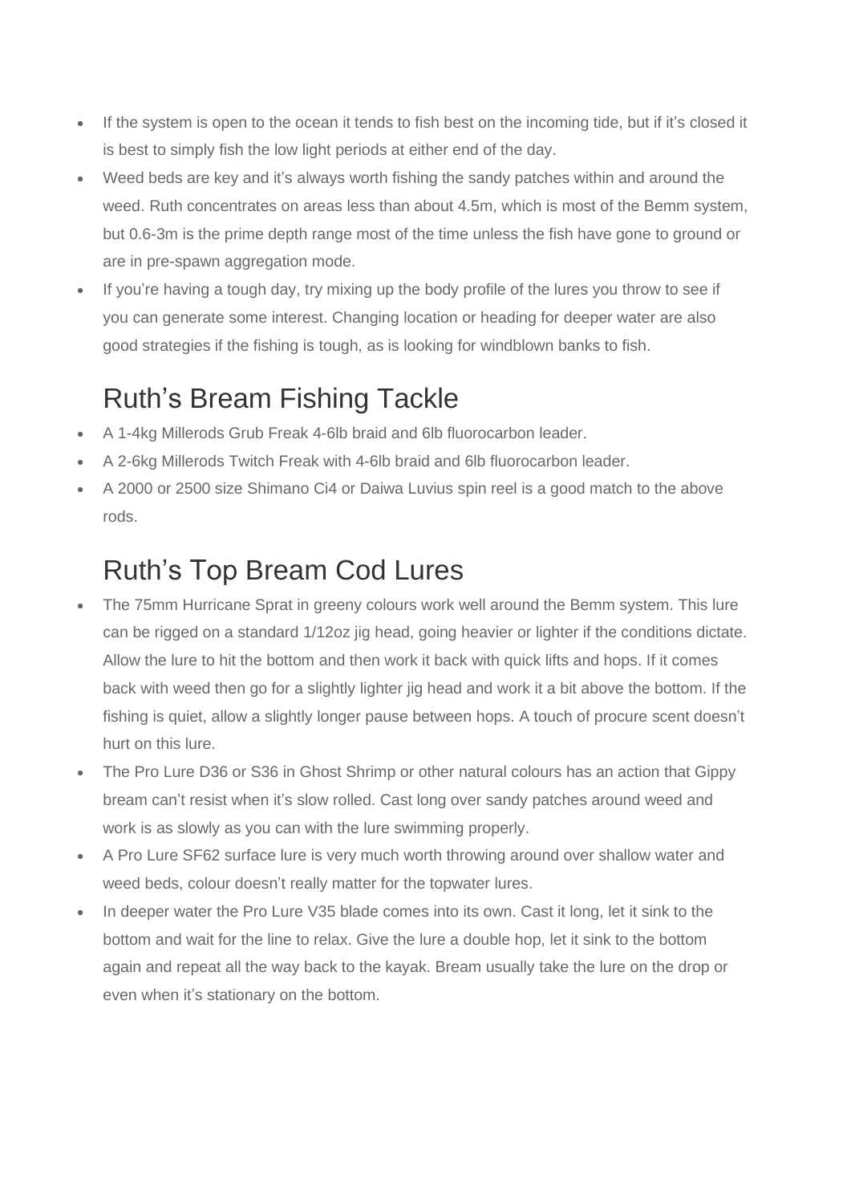- If the system is open to the ocean it tends to fish best on the incoming tide, but if it's closed it is best to simply fish the low light periods at either end of the day.
- Weed beds are key and it's always worth fishing the sandy patches within and around the weed. Ruth concentrates on areas less than about 4.5m, which is most of the Bemm system, but 0.6-3m is the prime depth range most of the time unless the fish have gone to ground or are in pre-spawn aggregation mode.
- If you're having a tough day, try mixing up the body profile of the lures you throw to see if you can generate some interest. Changing location or heading for deeper water are also good strategies if the fishing is tough, as is looking for windblown banks to fish.

## Ruth's Bream Fishing Tackle

- A 1-4kg Millerods Grub Freak 4-6lb braid and 6lb fluorocarbon leader.
- A 2-6kg Millerods Twitch Freak with 4-6lb braid and 6lb fluorocarbon leader.
- A 2000 or 2500 size Shimano Ci4 or Daiwa Luvius spin reel is a good match to the above rods.

## Ruth's Top Bream Cod Lures

- The 75mm Hurricane Sprat in greeny colours work well around the Bemm system. This lure can be rigged on a standard 1/12oz jig head, going heavier or lighter if the conditions dictate. Allow the lure to hit the bottom and then work it back with quick lifts and hops. If it comes back with weed then go for a slightly lighter jig head and work it a bit above the bottom. If the fishing is quiet, allow a slightly longer pause between hops. A touch of procure scent doesn't hurt on this lure.
- The Pro Lure D36 or S36 in Ghost Shrimp or other natural colours has an action that Gippy bream can't resist when it's slow rolled. Cast long over sandy patches around weed and work is as slowly as you can with the lure swimming properly.
- A Pro Lure SF62 surface lure is very much worth throwing around over shallow water and weed beds, colour doesn't really matter for the topwater lures.
- In deeper water the Pro Lure V35 blade comes into its own. Cast it long, let it sink to the bottom and wait for the line to relax. Give the lure a double hop, let it sink to the bottom again and repeat all the way back to the kayak. Bream usually take the lure on the drop or even when it's stationary on the bottom.